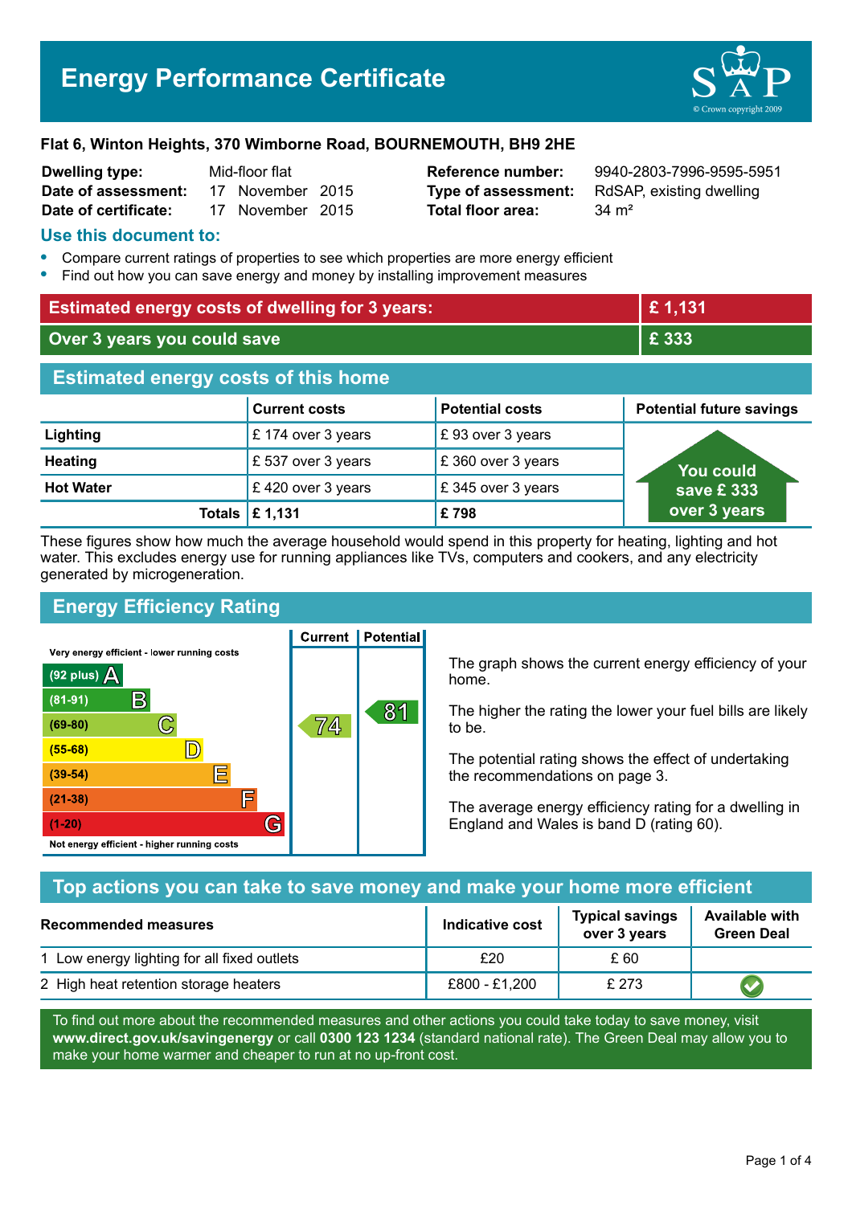# Energy Performance Certificate

**Flat 6, Winton Heights, 370 Wimborne Road, BOURNEMOUTH, BH9 2HE**

| | | | |
|---|---|---|---|
| **Dwelling type:** | Mid-floor flat | **Reference number:** | 9940-2803-7996-9595-5951 |
| **Date of assessment:** | 17 November 2015 | **Type of assessment:** | RdSAP, existing dwelling |
| **Date of certificate:** | 17 November 2015 | **Total floor area:** | 34 m² |

## Use this document to:

- Compare current ratings of properties to see which properties are more energy efficient
- Find out how you can save energy and money by installing improvement measures

| | |
|---|---|
| **Estimated energy costs of dwelling for 3 years:** | **£ 1,131** |
| **Over 3 years you could save** | **£ 333** |

## Estimated energy costs of this home

| | Current costs | Potential costs | Potential future savings |
|---|---|---|---|
| **Lighting** | £ 174 over 3 years | £ 93 over 3 years | You could save £ 333 over 3 years |
| **Heating** | £ 537 over 3 years | £ 360 over 3 years | |
| **Hot Water** | £ 420 over 3 years | £ 345 over 3 years | |
| **Totals** | **£ 1,131** | **£ 798** | |

These figures show how much the average household would spend in this property for heating, lighting and hot water. This excludes energy use for running appliances like TVs, computers and cookers, and any electricity generated by microgeneration.

## Energy Efficiency Rating

| Rating band | Current | Potential |
|---|---|---|
| Very energy efficient - lower running costs | | |
| (92 plus) A | | |
| (81-91) B | | 81 |
| (69-80) C | 74 | |
| (55-68) D | | |
| (39-54) E | | |
| (21-38) F | | |
| (1-20) G | | |
| Not energy efficient - higher running costs | | |

The graph shows the current energy efficiency of your home.

The higher the rating the lower your fuel bills are likely to be.

The potential rating shows the effect of undertaking the recommendations on page 3.

The average energy efficiency rating for a dwelling in England and Wales is band D (rating 60).

## Top actions you can take to save money and make your home more efficient

| Recommended measures | Indicative cost | Typical savings over 3 years | Available with Green Deal |
|---|---|---|---|
| 1 Low energy lighting for all fixed outlets | £20 | £ 60 | |
| 2 High heat retention storage heaters | £800 - £1,200 | £ 273 | ✔ |

To find out more about the recommended measures and other actions you could take today to save money, visit **www.direct.gov.uk/savingenergy** or call **0300 123 1234** (standard national rate). The Green Deal may allow you to make your home warmer and cheaper to run at no up-front cost.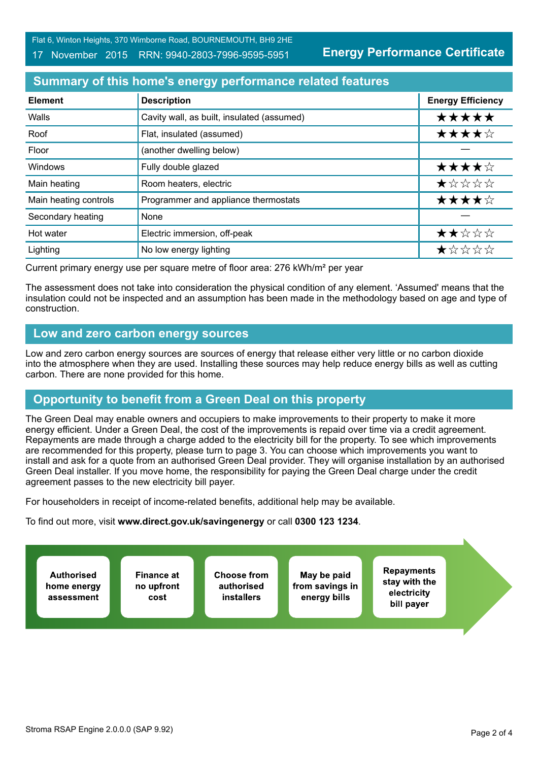## Summary of this home's energy performance related features

| Element | Description | Energy Efficiency |
|---|---|---|
| Walls | Cavity wall, as built, insulated (assumed) | ★★★★★ |
| Roof | Flat, insulated (assumed) | ★★★★☆ |
| Floor | (another dwelling below) | — |
| Windows | Fully double glazed | ★★★★☆ |
| Main heating | Room heaters, electric | ★☆☆☆☆ |
| Main heating controls | Programmer and appliance thermostats | ★★★★☆ |
| Secondary heating | None | — |
| Hot water | Electric immersion, off-peak | ★★☆☆☆ |
| Lighting | No low energy lighting | ★☆☆☆☆ |

Current primary energy use per square metre of floor area: 276 kWh/m² per year

The assessment does not take into consideration the physical condition of any element. 'Assumed' means that the insulation could not be inspected and an assumption has been made in the methodology based on age and type of construction.

## Low and zero carbon energy sources

Low and zero carbon energy sources are sources of energy that release either very little or no carbon dioxide into the atmosphere when they are used. Installing these sources may help reduce energy bills as well as cutting carbon. There are none provided for this home.

## Opportunity to benefit from a Green Deal on this property

The Green Deal may enable owners and occupiers to make improvements to their property to make it more energy efficient. Under a Green Deal, the cost of the improvements is repaid over time via a credit agreement. Repayments are made through a charge added to the electricity bill for the property. To see which improvements are recommended for this property, please turn to page 3. You can choose which improvements you want to install and ask for a quote from an authorised Green Deal provider. They will organise installation by an authorised Green Deal installer. If you move home, the responsibility for paying the Green Deal charge under the credit agreement passes to the new electricity bill payer.

For householders in receipt of income-related benefits, additional help may be available.

To find out more, visit **www.direct.gov.uk/savingenergy** or call **0300 123 1234**.

**Authorised home energy assessment** → **Finance at no upfront cost** → **Choose from authorised installers** → **May be paid from savings in energy bills** → **Repayments stay with the electricity bill payer**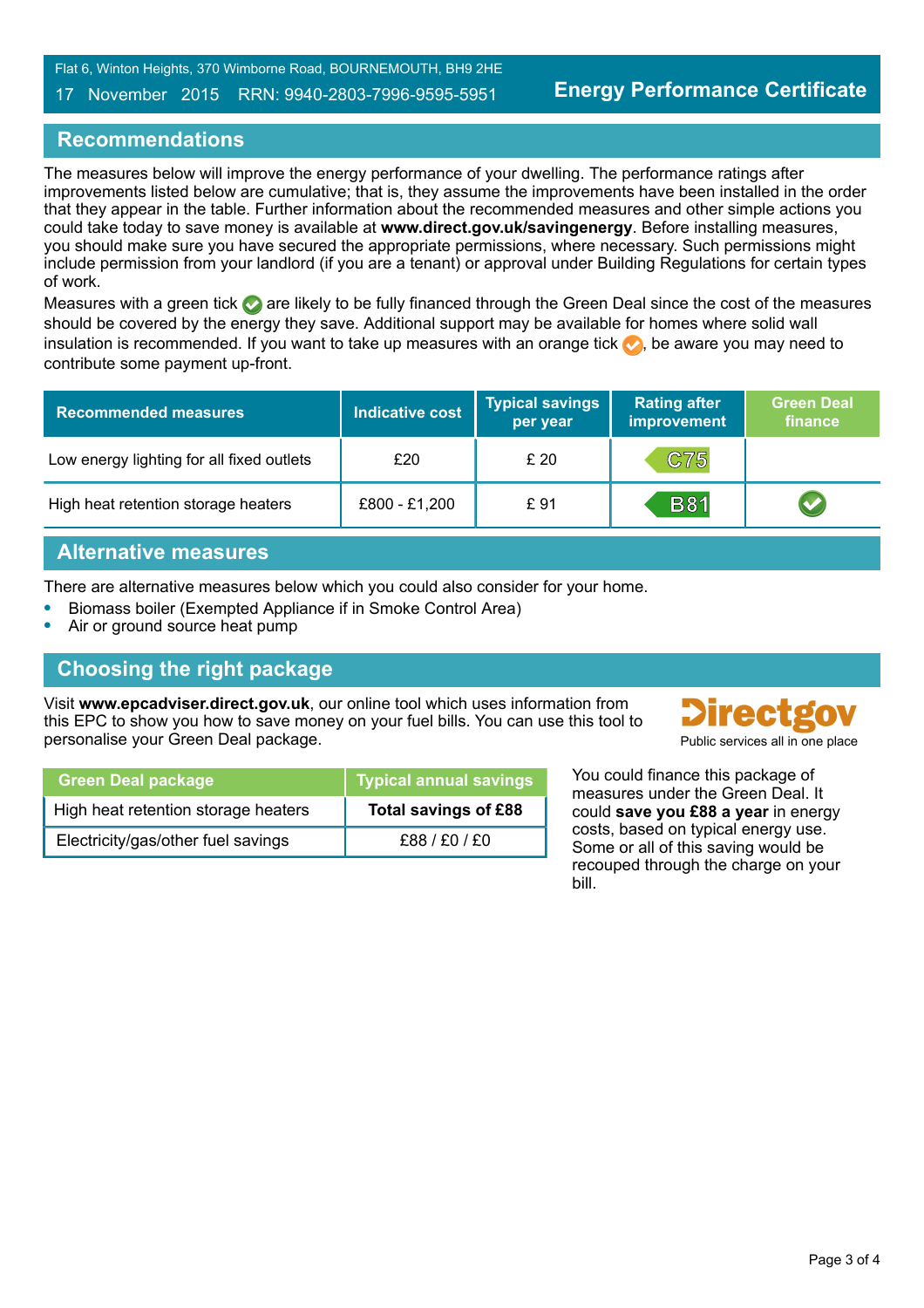Flat 6, Winton Heights, 370 Wimborne Road, BOURNEMOUTH, BH9 2HE

17 November 2015 RRN: 9940-2803-7996-9595-5951

**Energy Performance Certificate**

## Recommendations

The measures below will improve the energy performance of your dwelling. The performance ratings after improvements listed below are cumulative; that is, they assume the improvements have been installed in the order that they appear in the table. Further information about the recommended measures and other simple actions you could take today to save money is available at **www.direct.gov.uk/savingenergy**. Before installing measures, you should make sure you have secured the appropriate permissions, where necessary. Such permissions might include permission from your landlord (if you are a tenant) or approval under Building Regulations for certain types of work.

Measures with a green tick ✔ are likely to be fully financed through the Green Deal since the cost of the measures should be covered by the energy they save. Additional support may be available for homes where solid wall insulation is recommended. If you want to take up measures with an orange tick ✔, be aware you may need to contribute some payment up-front.

| Recommended measures | Indicative cost | Typical savings per year | Rating after improvement | Green Deal finance |
|---|---|---|---|---|
| Low energy lighting for all fixed outlets | £20 | £ 20 | C75 | |
| High heat retention storage heaters | £800 - £1,200 | £ 91 | B81 | ✔ |

## Alternative measures

There are alternative measures below which you could also consider for your home.

- Biomass boiler (Exempted Appliance if in Smoke Control Area)
- Air or ground source heat pump

## Choosing the right package

Visit **www.epcadviser.direct.gov.uk**, our online tool which uses information from this EPC to show you how to save money on your fuel bills. You can use this tool to personalise your Green Deal package.

Directgov — Public services all in one place

| Green Deal package | Typical annual savings |
|---|---|
| High heat retention storage heaters | **Total savings of £88** |
| Electricity/gas/other fuel savings | £88 / £0 / £0 |

You could finance this package of measures under the Green Deal. It could **save you £88 a year** in energy costs, based on typical energy use. Some or all of this saving would be recouped through the charge on your bill.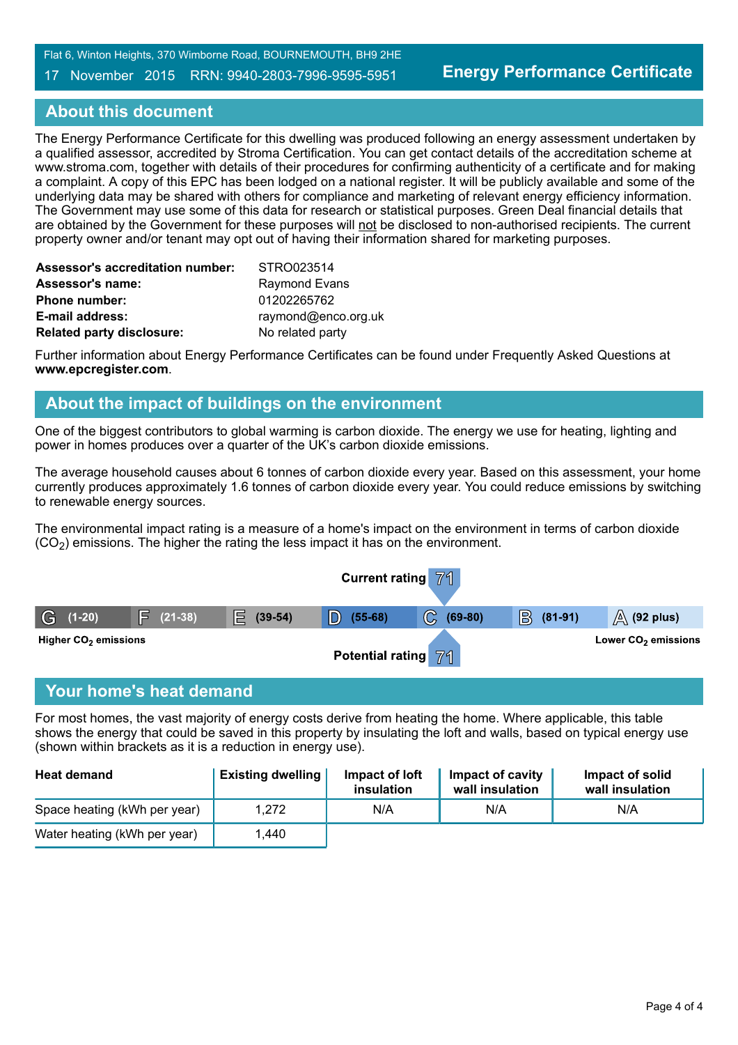Flat 6, Winton Heights, 370 Wimborne Road, BOURNEMOUTH, BH9 2HE

17 November 2015 RRN: 9940-2803-7996-9595-5951

**Energy Performance Certificate**

## About this document

The Energy Performance Certificate for this dwelling was produced following an energy assessment undertaken by a qualified assessor, accredited by Stroma Certification. You can get contact details of the accreditation scheme at www.stroma.com, together with details of their procedures for confirming authenticity of a certificate and for making a complaint. A copy of this EPC has been lodged on a national register. It will be publicly available and some of the underlying data may be shared with others for compliance and marketing of relevant energy efficiency information. The Government may use some of this data for research or statistical purposes. Green Deal financial details that are obtained by the Government for these purposes will not be disclosed to non-authorised recipients. The current property owner and/or tenant may opt out of having their information shared for marketing purposes.

| | |
|---|---|
| **Assessor's accreditation number:** | STRO023514 |
| **Assessor's name:** | Raymond Evans |
| **Phone number:** | 01202265762 |
| **E-mail address:** | raymond@enco.org.uk |
| **Related party disclosure:** | No related party |

Further information about Energy Performance Certificates can be found under Frequently Asked Questions at **www.epcregister.com**.

## About the impact of buildings on the environment

One of the biggest contributors to global warming is carbon dioxide. The energy we use for heating, lighting and power in homes produces over a quarter of the UK's carbon dioxide emissions.

The average household causes about 6 tonnes of carbon dioxide every year. Based on this assessment, your home currently produces approximately 1.6 tonnes of carbon dioxide every year. You could reduce emissions by switching to renewable energy sources.

The environmental impact rating is a measure of a home's impact on the environment in terms of carbon dioxide ($CO_2$) emissions. The higher the rating the less impact it has on the environment.

Current rating 71

G (1-20) F (21-38) E (39-54) D (55-68) C (69-80) B (81-91) A (92 plus)

Higher $CO_2$ emissions

Lower $CO_2$ emissions

Potential rating 71

## Your home's heat demand

For most homes, the vast majority of energy costs derive from heating the home. Where applicable, this table shows the energy that could be saved in this property by insulating the loft and walls, based on typical energy use (shown within brackets as it is a reduction in energy use).

| Heat demand | Existing dwelling | Impact of loft insulation | Impact of cavity wall insulation | Impact of solid wall insulation |
|---|---|---|---|---|
| Space heating (kWh per year) | 1,272 | N/A | N/A | N/A |
| Water heating (kWh per year) | 1,440 | | | |